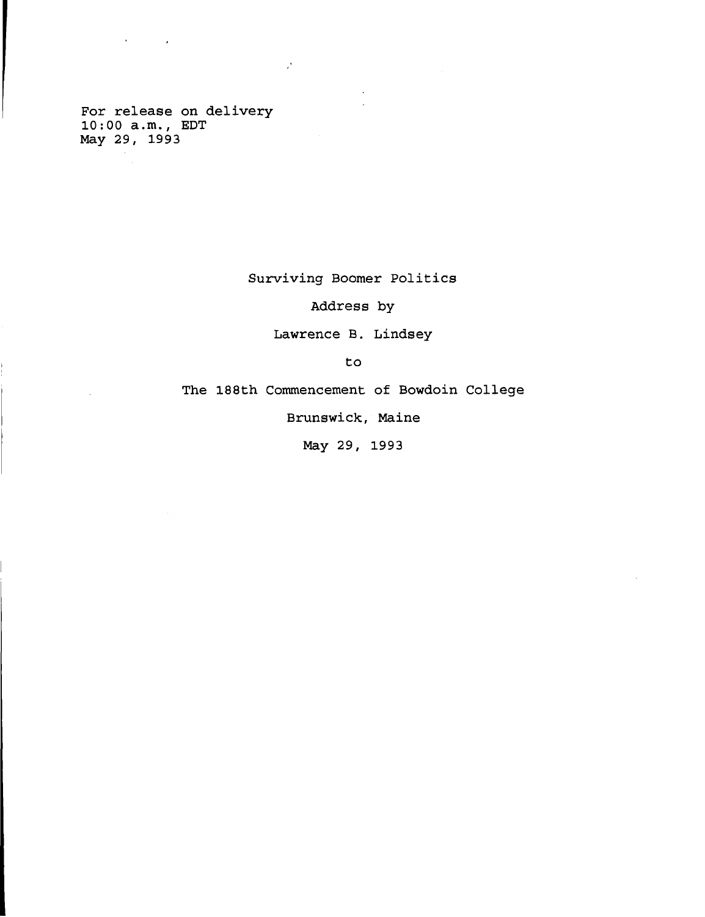For release on delivery
10:00 a.m., EDT
May 29, 1993

# Surviving Boomer Politics

Address by

Lawrence B. Lindsey

to

The 188th Commencement of Bowdoin College

Brunswick, Maine

May 29, 1993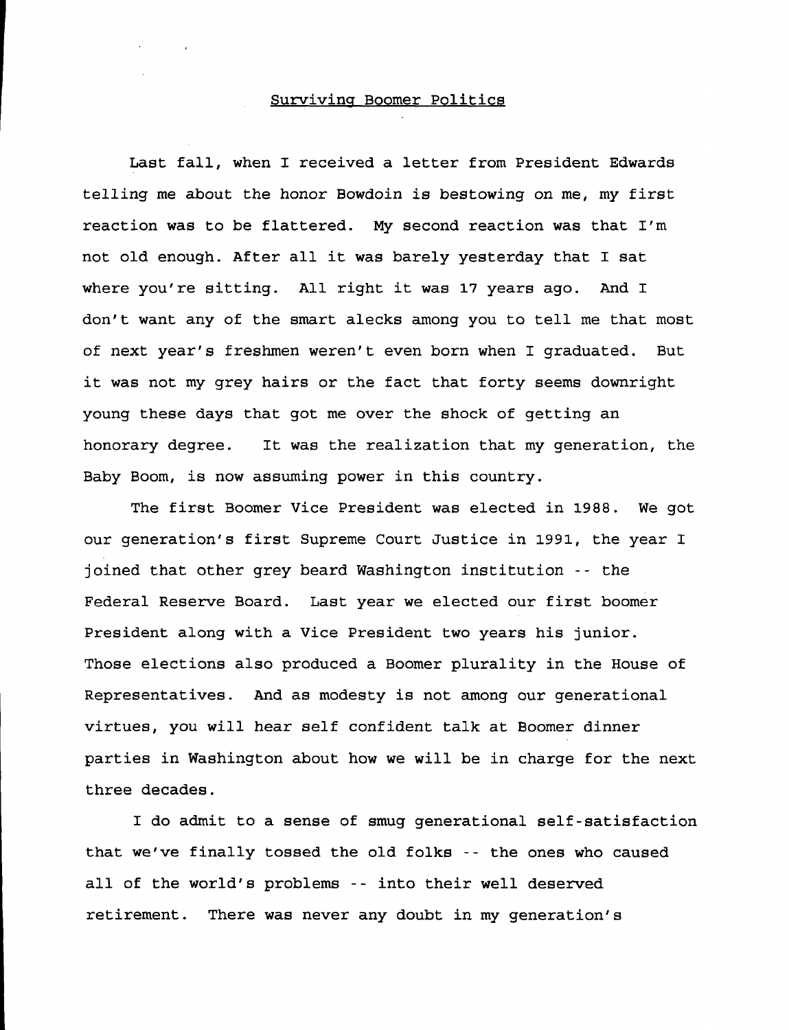Surviving Boomer Politics

Last fall, when I received a letter from President Edwards telling me about the honor Bowdoin is bestowing on me, my first reaction was to be flattered. My second reaction was that I'm not old enough. After all it was barely yesterday that I sat where you're sitting. All right it was 17 years ago. And I don't want any of the smart alecks among you to tell me that most of next year's freshmen weren't even born when I graduated. But it was not my grey hairs or the fact that forty seems downright young these days that got me over the shock of getting an honorary degree. It was the realization that my generation, the Baby Boom, is now assuming power in this country.

The first Boomer Vice President was elected in 1988. We got our generation's first Supreme Court Justice in 1991, the year I joined that other grey beard Washington institution -- the Federal Reserve Board. Last year we elected our first boomer President along with a Vice President two years his junior. Those elections also produced a Boomer plurality in the House of Representatives. And as modesty is not among our generational virtues, you will hear self confident talk at Boomer dinner parties in Washington about how we will be in charge for the next three decades.

I do admit to a sense of smug generational self-satisfaction that we've finally tossed the old folks -- the ones who caused all of the world's problems -- into their well deserved retirement. There was never any doubt in my generation's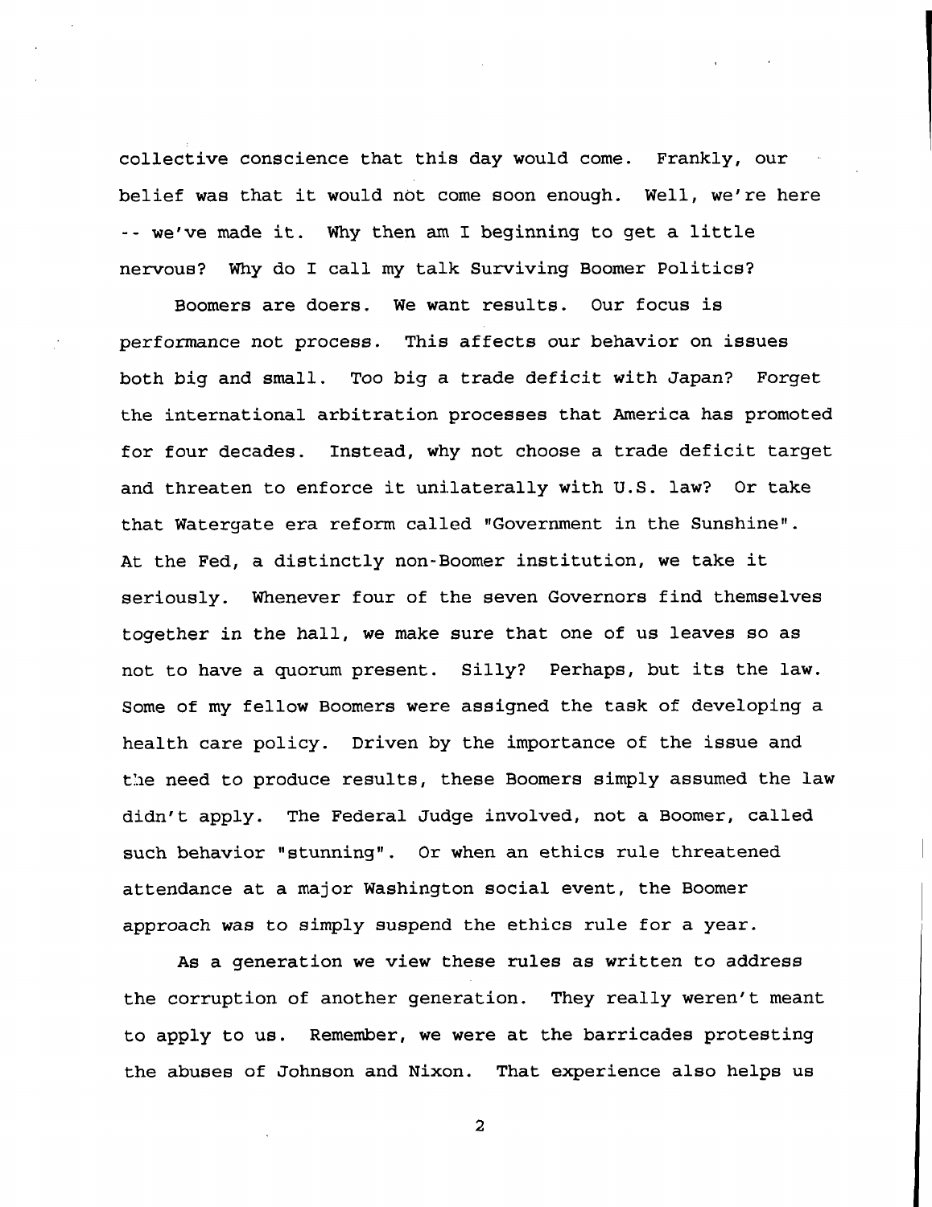collective conscience that this day would come. Frankly, our belief was that it would not come soon enough. Well, we're here -- we've made it. Why then am I beginning to get a little nervous? Why do I call my talk Surviving Boomer Politics?

Boomers are doers. We want results. Our focus is performance not process. This affects our behavior on issues both big and small. Too big a trade deficit with Japan? Forget the international arbitration processes that America has promoted for four decades. Instead, why not choose a trade deficit target and threaten to enforce it unilaterally with U.S. law? Or take that Watergate era reform called "Government in the Sunshine". At the Fed, a distinctly non-Boomer institution, we take it seriously. Whenever four of the seven Governors find themselves together in the hall, we make sure that one of us leaves so as not to have a quorum present. Silly? Perhaps, but its the law. Some of my fellow Boomers were assigned the task of developing a health care policy. Driven by the importance of the issue and the need to produce results, these Boomers simply assumed the law didn't apply. The Federal Judge involved, not a Boomer, called such behavior "stunning". Or when an ethics rule threatened attendance at a major Washington social event, the Boomer approach was to simply suspend the ethics rule for a year.

As a generation we view these rules as written to address the corruption of another generation. They really weren't meant to apply to us. Remember, we were at the barricades protesting the abuses of Johnson and Nixon. That experience also helps us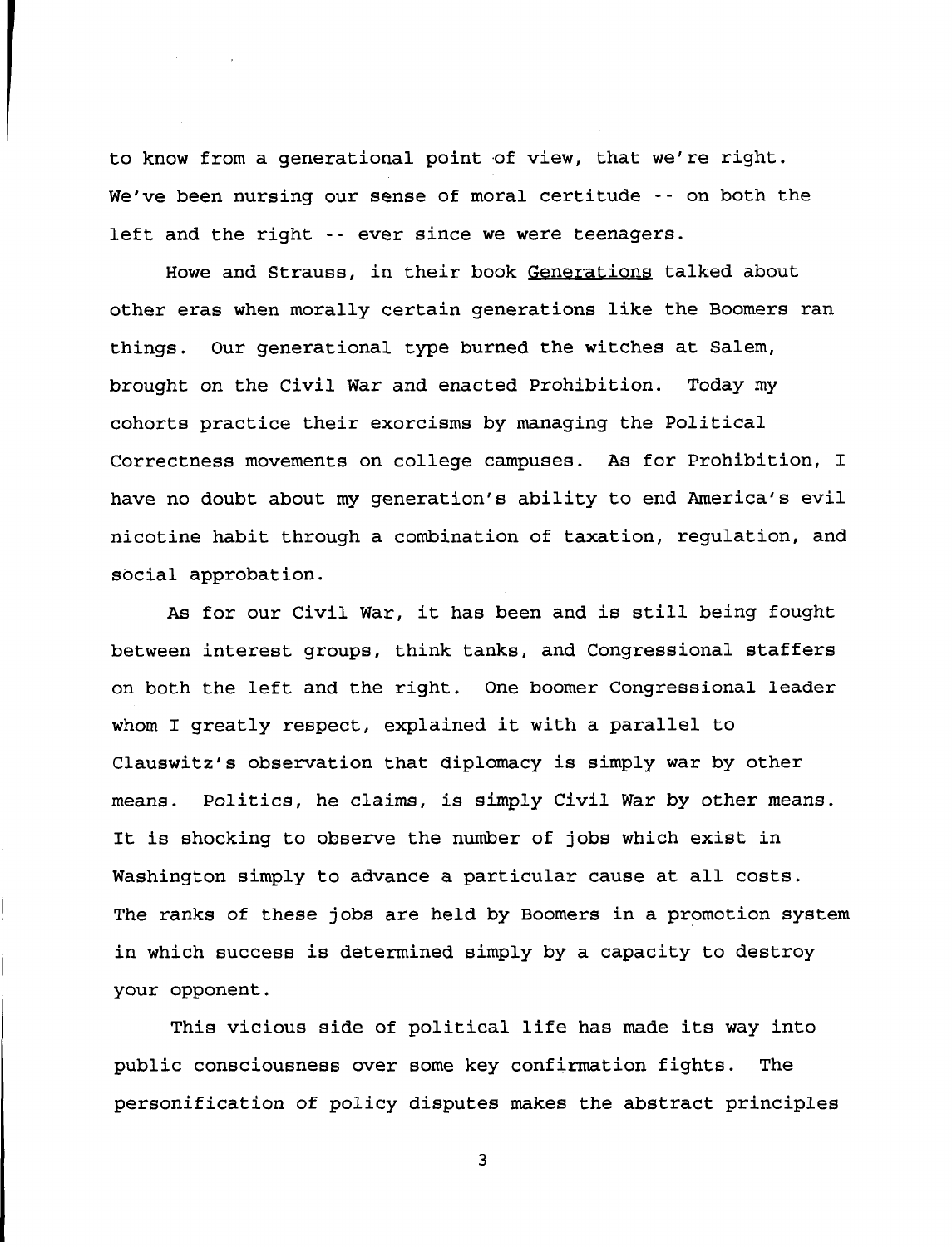to know from a generational point of view, that we're right. We've been nursing our sense of moral certitude -- on both the left and the right -- ever since we were teenagers.

Howe and Strauss, in their book Generations talked about other eras when morally certain generations like the Boomers ran things. Our generational type burned the witches at Salem, brought on the Civil War and enacted Prohibition. Today my cohorts practice their exorcisms by managing the Political Correctness movements on college campuses. As for Prohibition, I have no doubt about my generation's ability to end America's evil nicotine habit through a combination of taxation, regulation, and social approbation.

As for our Civil War, it has been and is still being fought between interest groups, think tanks, and Congressional staffers on both the left and the right. One boomer Congressional leader whom I greatly respect, explained it with a parallel to Clauswitz's observation that diplomacy is simply war by other means. Politics, he claims, is simply Civil War by other means. It is shocking to observe the number of jobs which exist in Washington simply to advance a particular cause at all costs. The ranks of these jobs are held by Boomers in a promotion system in which success is determined simply by a capacity to destroy your opponent.

This vicious side of political life has made its way into public consciousness over some key confirmation fights. The personification of policy disputes makes the abstract principles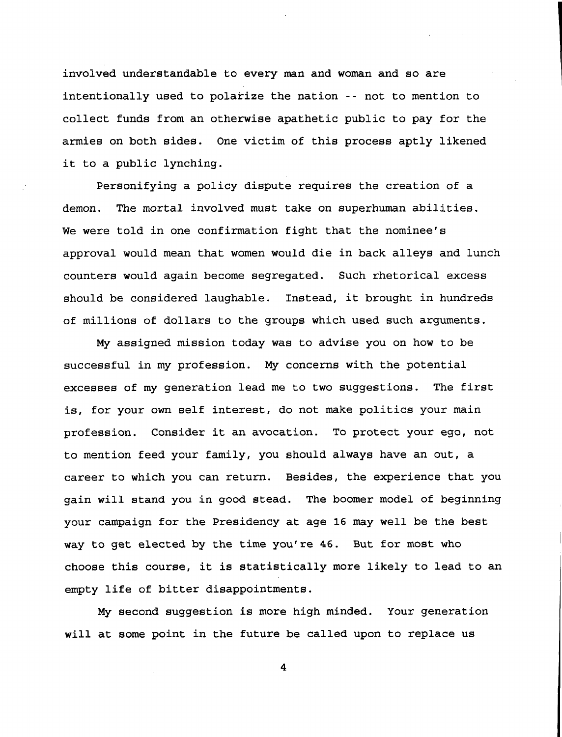involved understandable to every man and woman and so are intentionally used to polarize the nation -- not to mention to collect funds from an otherwise apathetic public to pay for the armies on both sides. One victim of this process aptly likened it to a public lynching.

Personifying a policy dispute requires the creation of a demon. The mortal involved must take on superhuman abilities. We were told in one confirmation fight that the nominee's approval would mean that women would die in back alleys and lunch counters would again become segregated. Such rhetorical excess should be considered laughable. Instead, it brought in hundreds of millions of dollars to the groups which used such arguments.

My assigned mission today was to advise you on how to be successful in my profession. My concerns with the potential excesses of my generation lead me to two suggestions. The first is, for your own self interest, do not make politics your main profession. Consider it an avocation. To protect your ego, not to mention feed your family, you should always have an out, a career to which you can return. Besides, the experience that you gain will stand you in good stead. The boomer model of beginning your campaign for the Presidency at age 16 may well be the best way to get elected by the time you're 46. But for most who choose this course, it is statistically more likely to lead to an empty life of bitter disappointments.

My second suggestion is more high minded. Your generation will at some point in the future be called upon to replace us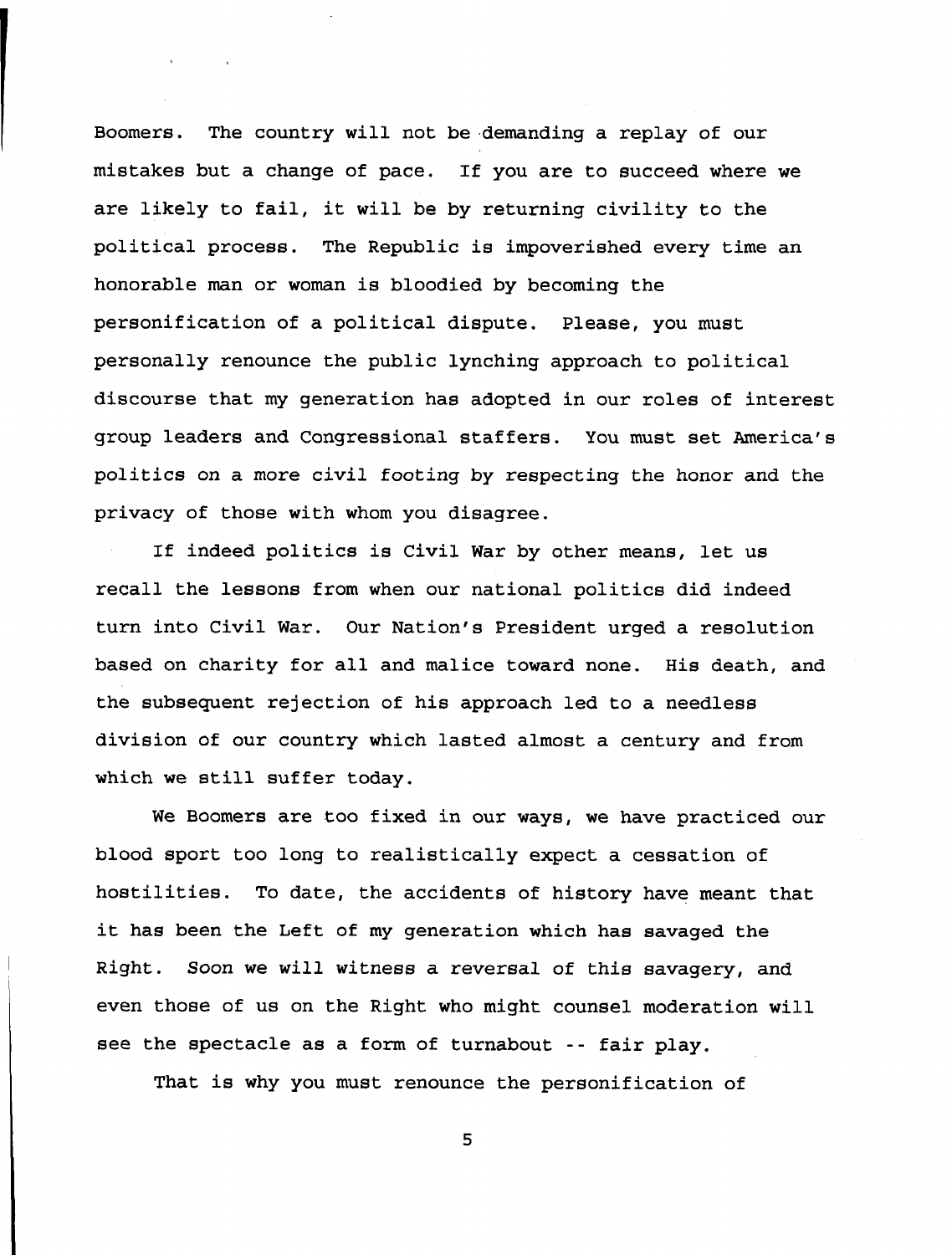Boomers. The country will not be demanding a replay of our mistakes but a change of pace. If you are to succeed where we are likely to fail, it will be by returning civility to the political process. The Republic is impoverished every time an honorable man or woman is bloodied by becoming the personification of a political dispute. Please, you must personally renounce the public lynching approach to political discourse that my generation has adopted in our roles of interest group leaders and Congressional staffers. You must set America's politics on a more civil footing by respecting the honor and the privacy of those with whom you disagree.

If indeed politics is Civil War by other means, let us recall the lessons from when our national politics did indeed turn into Civil War. Our Nation's President urged a resolution based on charity for all and malice toward none. His death, and the subsequent rejection of his approach led to a needless division of our country which lasted almost a century and from which we still suffer today.

We Boomers are too fixed in our ways, we have practiced our blood sport too long to realistically expect a cessation of hostilities. To date, the accidents of history have meant that it has been the Left of my generation which has savaged the Right. Soon we will witness a reversal of this savagery, and even those of us on the Right who might counsel moderation will see the spectacle as a form of turnabout -- fair play.

That is why you must renounce the personification of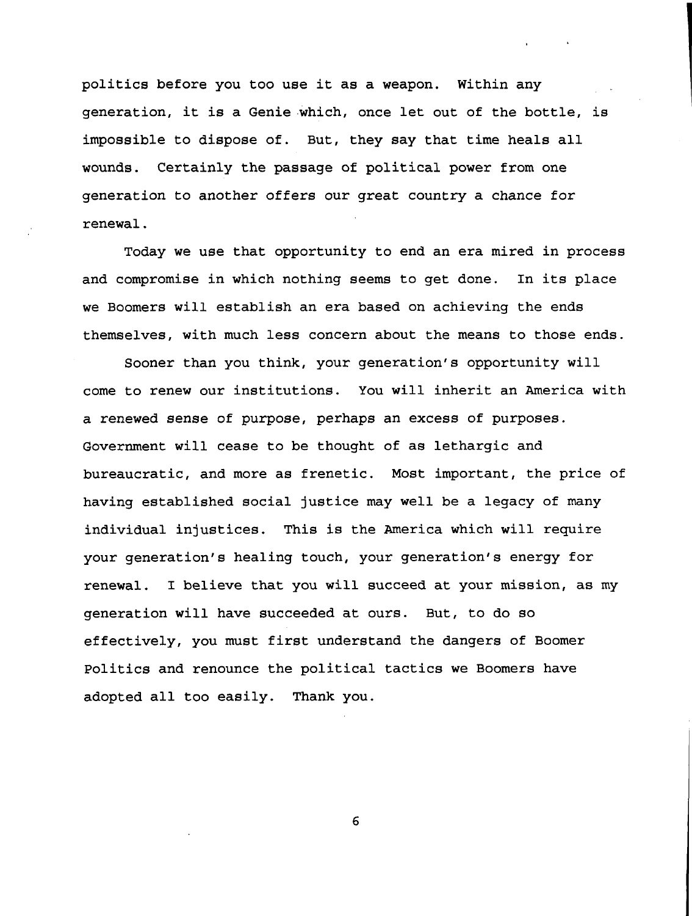politics before you too use it as a weapon. Within any generation, it is a Genie which, once let out of the bottle, is impossible to dispose of. But, they say that time heals all wounds. Certainly the passage of political power from one generation to another offers our great country a chance for renewal.

Today we use that opportunity to end an era mired in process and compromise in which nothing seems to get done. In its place we Boomers will establish an era based on achieving the ends themselves, with much less concern about the means to those ends.

Sooner than you think, your generation's opportunity will come to renew our institutions. You will inherit an America with a renewed sense of purpose, perhaps an excess of purposes. Government will cease to be thought of as lethargic and bureaucratic, and more as frenetic. Most important, the price of having established social justice may well be a legacy of many individual injustices. This is the America which will require your generation's healing touch, your generation's energy for renewal. I believe that you will succeed at your mission, as my generation will have succeeded at ours. But, to do so effectively, you must first understand the dangers of Boomer Politics and renounce the political tactics we Boomers have adopted all too easily. Thank you.